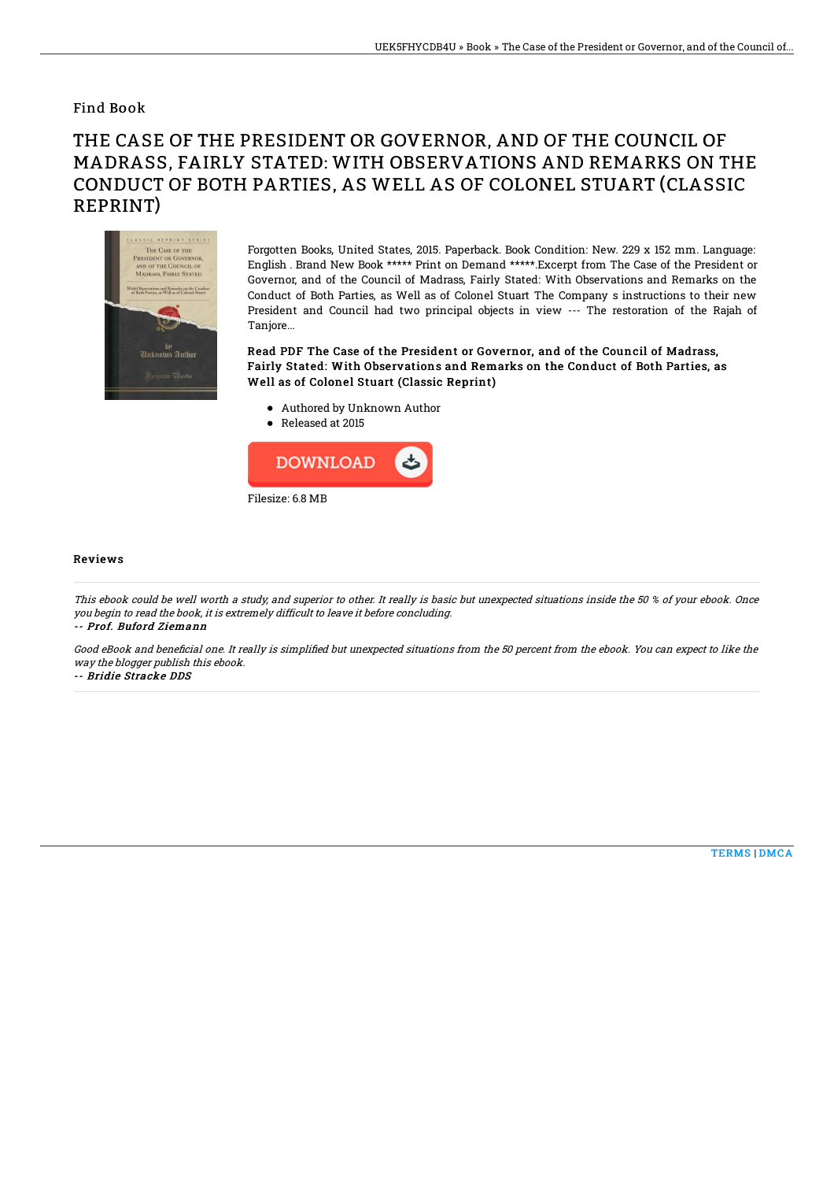# Find Book

## THE CASE OF THE PRESIDENT OR GOVERNOR, AND OF THE COUNCIL OF MADRASS, FAIRLY STATED: WITH OBSERVATIONS AND REMARKS ON THE CONDUCT OF BOTH PARTIES, AS WELL AS OF COLONEL STUART (CLASSIC REPRINT)

Forgotten Books, United States, 2015. Paperback. Book Condition: New. 229 x 152 mm. Language: English . Brand New Book ***** Print on Demand *****.Excerpt from The Case of the President or Governor, and of the Council of Madrass, Fairly Stated: With Observations and Remarks on the Conduct of Both Parties, as Well as of Colonel Stuart The Company s instructions to their new President and Council had two principal objects in view --- The restoration of the Rajah of Tanjore...

**Read PDF The Case of the President or Governor, and of the Council of Madrass, Fairly Stated: With Observations and Remarks on the Conduct of Both Parties, as Well as of Colonel Stuart (Classic Reprint)**

- Authored by Unknown Author
- Released at 2015

DOWNLOAD

Filesize: 6.8 MB

### Reviews

*This ebook could be well worth a study, and superior to other. It really is basic but unexpected situations inside the 50 % of your ebook. Once you begin to read the book, it is extremely difficult to leave it before concluding.*

***-- Prof. Buford Ziemann***

*Good eBook and beneficial one. It really is simplified but unexpected situations from the 50 percent from the ebook. You can expect to like the way the blogger publish this ebook.*

***-- Bridie Stracke DDS***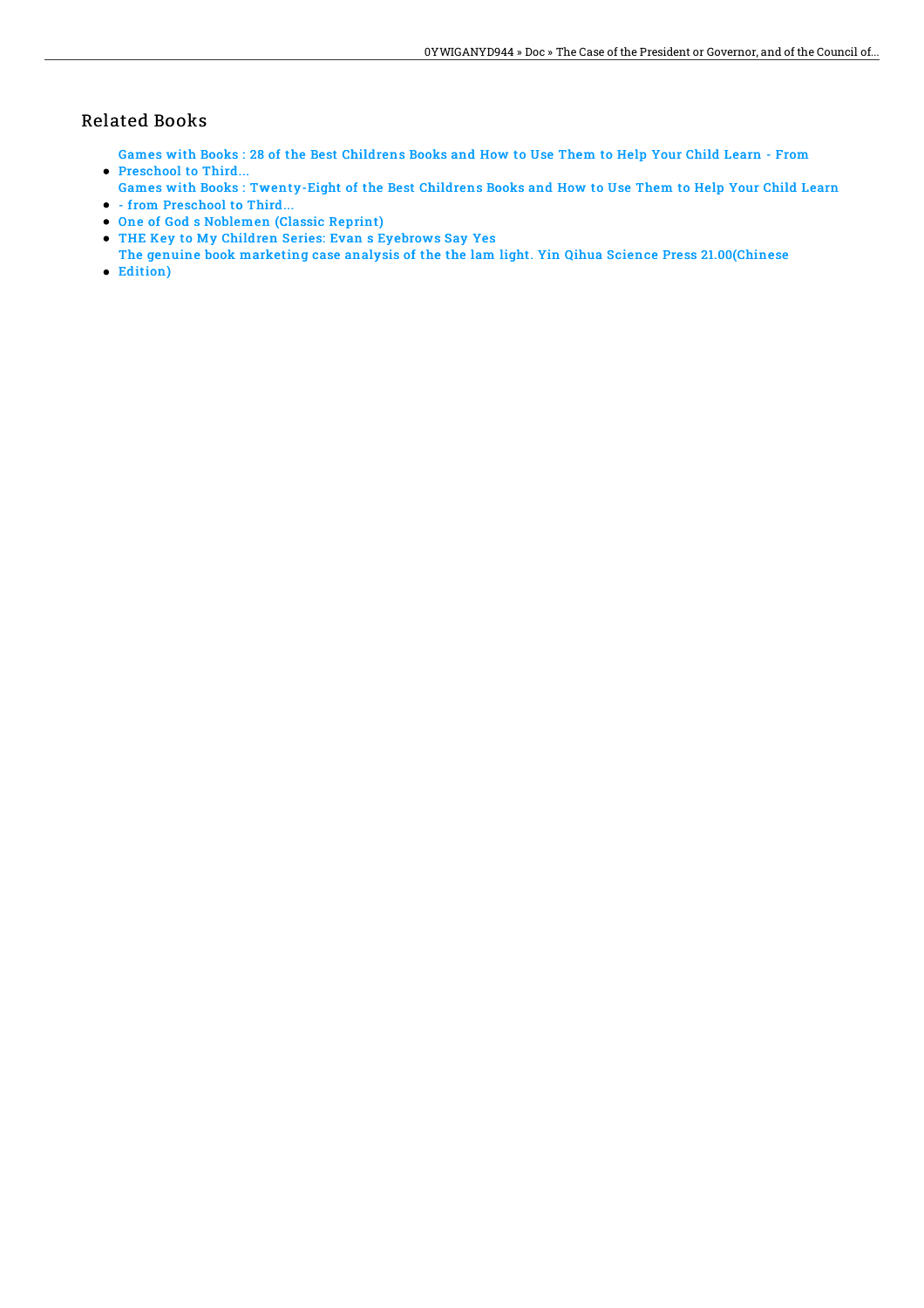## Related Books

- Games with Books : 28 of the Best Childrens Books and How to Use Them to Help Your Child Learn - From Preschool to Third...
- Games with Books : Twenty-Eight of the Best Childrens Books and How to Use Them to Help Your Child Learn - from Preschool to Third...
- One of God s Noblemen (Classic Reprint)
- THE Key to My Children Series: Evan s Eyebrows Say Yes
- The genuine book marketing case analysis of the the lam light. Yin Qihua Science Press 21.00(Chinese Edition)